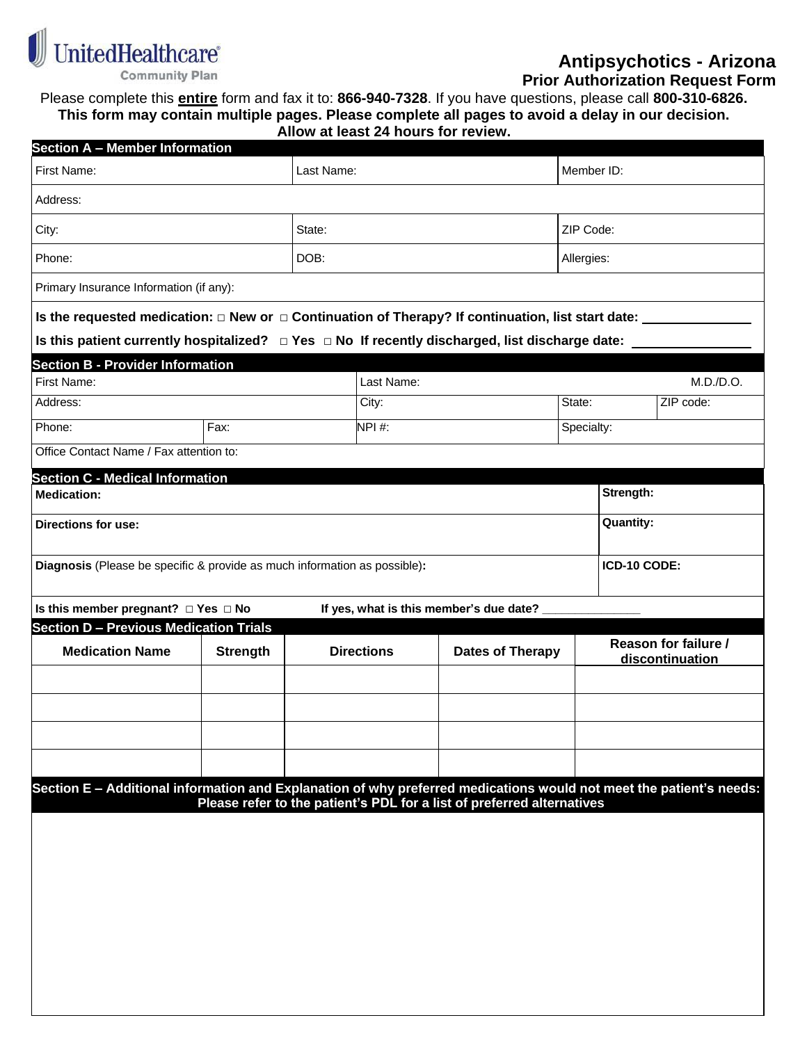UnitedHealthcare Community Plan

# Antipsychotics - Arizona
## Prior Authorization Request Form

Please complete this **entire** form and fax it to: **866-940-7328**. If you have questions, please call **800-310-6826.**
**This form may contain multiple pages. Please complete all pages to avoid a delay in our decision.**
**Allow at least 24 hours for review.**

### Section A – Member Information

| First Name: | Last Name: | Member ID: |
|---|---|---|
| Address: | | |
| City: | State: | ZIP Code: |
| Phone: | DOB: | Allergies: |
| Primary Insurance Information (if any): | | |

**Is the requested medication: □ New or □ Continuation of Therapy? If continuation, list start date:** ______________

**Is this patient currently hospitalized? □ Yes □ No If recently discharged, list discharge date:** ______________

### Section B - Provider Information

| First Name: | | Last Name: | M.D./D.O. | |
|---|---|---|---|---|
| Address: | | City: | State: | ZIP code: |
| Phone: | Fax: | NPI #: | Specialty: | |
| Office Contact Name / Fax attention to: | | | | |

### Section C - Medical Information

| **Medication:** | **Strength:** |
|---|---|
| **Directions for use:** | **Quantity:** |
| **Diagnosis** (Please be specific & provide as much information as possible)**:** | **ICD-10 CODE:** |

**Is this member pregnant? □ Yes □ No** **If yes, what is this member's due date?** ______________

### Section D – Previous Medication Trials

| Medication Name | Strength | Directions | Dates of Therapy | Reason for failure / discontinuation |
|---|---|---|---|---|
| | | | | |
| | | | | |
| | | | | |
| | | | | |

### Section E – Additional information and Explanation of why preferred medications would not meet the patient's needs:

**Please refer to the patient's PDL for a list of preferred alternatives**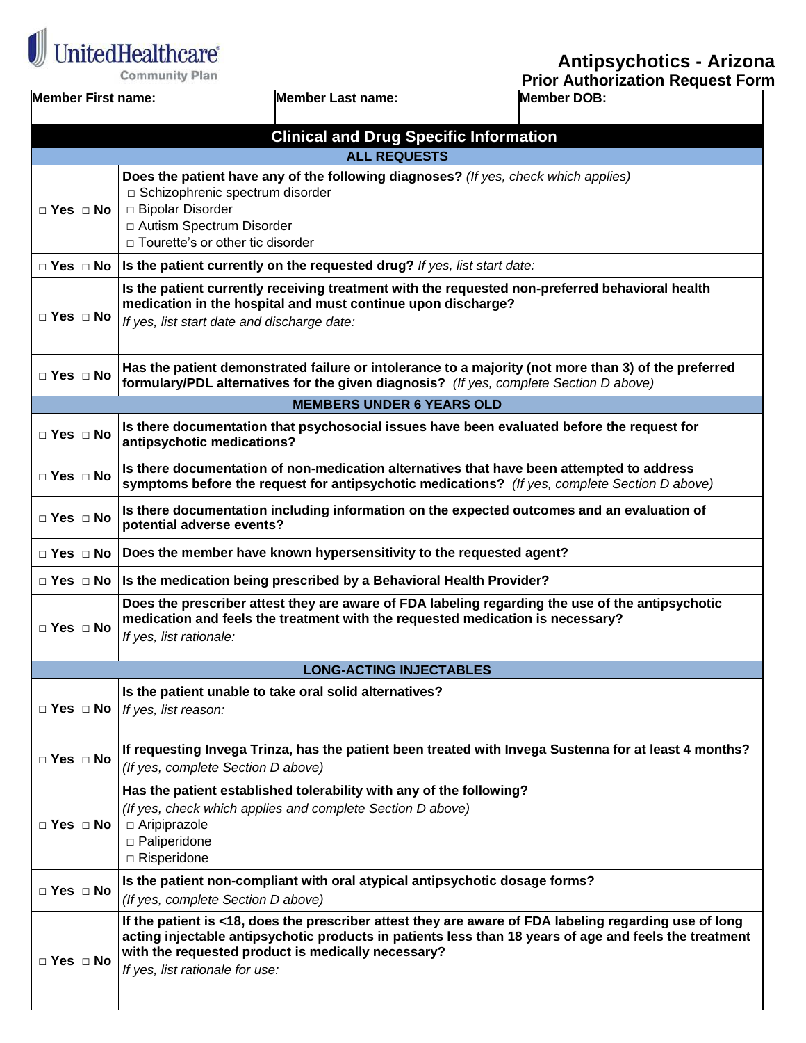UnitedHealthcare Community Plan

# Antipsychotics - Arizona
## Prior Authorization Request Form

| Member First name: | Member Last name: | Member DOB: |
|---|---|---|
| | | |

## Clinical and Drug Specific Information

| | |
|---|---|
| **ALL REQUESTS** | |
| □ Yes □ No | **Does the patient have any of the following diagnoses?** *(If yes, check which applies)*<br>□ Schizophrenic spectrum disorder<br>□ Bipolar Disorder<br>□ Autism Spectrum Disorder<br>□ Tourette's or other tic disorder |
| □ Yes □ No | **Is the patient currently on the requested drug?** *If yes, list start date:* |
| □ Yes □ No | **Is the patient currently receiving treatment with the requested non-preferred behavioral health medication in the hospital and must continue upon discharge?**<br>*If yes, list start date and discharge date:* |
| □ Yes □ No | **Has the patient demonstrated failure or intolerance to a majority (not more than 3) of the preferred formulary/PDL alternatives for the given diagnosis?** *(If yes, complete Section D above)* |
| **MEMBERS UNDER 6 YEARS OLD** | |
| □ Yes □ No | **Is there documentation that psychosocial issues have been evaluated before the request for antipsychotic medications?** |
| □ Yes □ No | **Is there documentation of non-medication alternatives that have been attempted to address symptoms before the request for antipsychotic medications?** *(If yes, complete Section D above)* |
| □ Yes □ No | **Is there documentation including information on the expected outcomes and an evaluation of potential adverse events?** |
| □ Yes □ No | **Does the member have known hypersensitivity to the requested agent?** |
| □ Yes □ No | **Is the medication being prescribed by a Behavioral Health Provider?** |
| □ Yes □ No | **Does the prescriber attest they are aware of FDA labeling regarding the use of the antipsychotic medication and feels the treatment with the requested medication is necessary?**<br>*If yes, list rationale:* |
| **LONG-ACTING INJECTABLES** | |
| □ Yes □ No | **Is the patient unable to take oral solid alternatives?**<br>*If yes, list reason:* |
| □ Yes □ No | **If requesting Invega Trinza, has the patient been treated with Invega Sustenna for at least 4 months?**<br>*(If yes, complete Section D above)* |
| □ Yes □ No | **Has the patient established tolerability with any of the following?**<br>*(If yes, check which applies and complete Section D above)*<br>□ Aripiprazole<br>□ Paliperidone<br>□ Risperidone |
| □ Yes □ No | **Is the patient non-compliant with oral atypical antipsychotic dosage forms?**<br>*(If yes, complete Section D above)* |
| □ Yes □ No | **If the patient is <18, does the prescriber attest they are aware of FDA labeling regarding use of long acting injectable antipsychotic products in patients less than 18 years of age and feels the treatment with the requested product is medically necessary?**<br>*If yes, list rationale for use:* |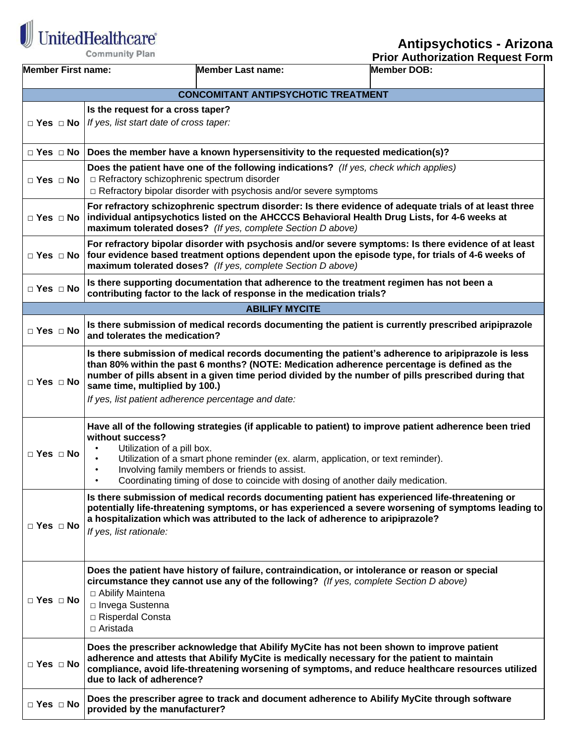UnitedHealthcare Community Plan

# Antipsychotics - Arizona
## Prior Authorization Request Form

| Member First name: | Member Last name: | Member DOB: |
|---|---|---|

| | |
|---|---|
| | **CONCOMITANT ANTIPSYCHOTIC TREATMENT** |
| □ Yes □ No | **Is the request for a cross taper?** *If yes, list start date of cross taper:* |
| □ Yes □ No | **Does the member have a known hypersensitivity to the requested medication(s)?** |
| □ Yes □ No | **Does the patient have one of the following indications?** *(If yes, check which applies)* □ Refractory schizophrenic spectrum disorder □ Refractory bipolar disorder with psychosis and/or severe symptoms |
| □ Yes □ No | **For refractory schizophrenic spectrum disorder: Is there evidence of adequate trials of at least three individual antipsychotics listed on the AHCCCS Behavioral Health Drug Lists, for 4-6 weeks at maximum tolerated doses?** *(If yes, complete Section D above)* |
| □ Yes □ No | **For refractory bipolar disorder with psychosis and/or severe symptoms: Is there evidence of at least four evidence based treatment options dependent upon the episode type, for trials of 4-6 weeks of maximum tolerated doses?** *(If yes, complete Section D above)* |
| □ Yes □ No | **Is there supporting documentation that adherence to the treatment regimen has not been a contributing factor to the lack of response in the medication trials?** |
| | **ABILIFY MYCITE** |
| □ Yes □ No | **Is there submission of medical records documenting the patient is currently prescribed aripiprazole and tolerates the medication?** |
| □ Yes □ No | **Is there submission of medical records documenting the patient's adherence to aripiprazole is less than 80% within the past 6 months? (NOTE: Medication adherence percentage is defined as the number of pills absent in a given time period divided by the number of pills prescribed during that same time, multiplied by 100.)** *If yes, list patient adherence percentage and date:* |
| □ Yes □ No | **Have all of the following strategies (if applicable to patient) to improve patient adherence been tried without success?** • Utilization of a pill box. • Utilization of a smart phone reminder (ex. alarm, application, or text reminder). • Involving family members or friends to assist. • Coordinating timing of dose to coincide with dosing of another daily medication. |
| □ Yes □ No | **Is there submission of medical records documenting patient has experienced life-threatening or potentially life-threatening symptoms, or has experienced a severe worsening of symptoms leading to a hospitalization which was attributed to the lack of adherence to aripiprazole?** *If yes, list rationale:* |
| □ Yes □ No | **Does the patient have history of failure, contraindication, or intolerance or reason or special circumstance they cannot use any of the following?** *(If yes, complete Section D above)* □ Abilify Maintena □ Invega Sustenna □ Risperdal Consta □ Aristada |
| □ Yes □ No | **Does the prescriber acknowledge that Abilify MyCite has not been shown to improve patient adherence and attests that Abilify MyCite is medically necessary for the patient to maintain compliance, avoid life-threatening worsening of symptoms, and reduce healthcare resources utilized due to lack of adherence?** |
| □ Yes □ No | **Does the prescriber agree to track and document adherence to Abilify MyCite through software provided by the manufacturer?** |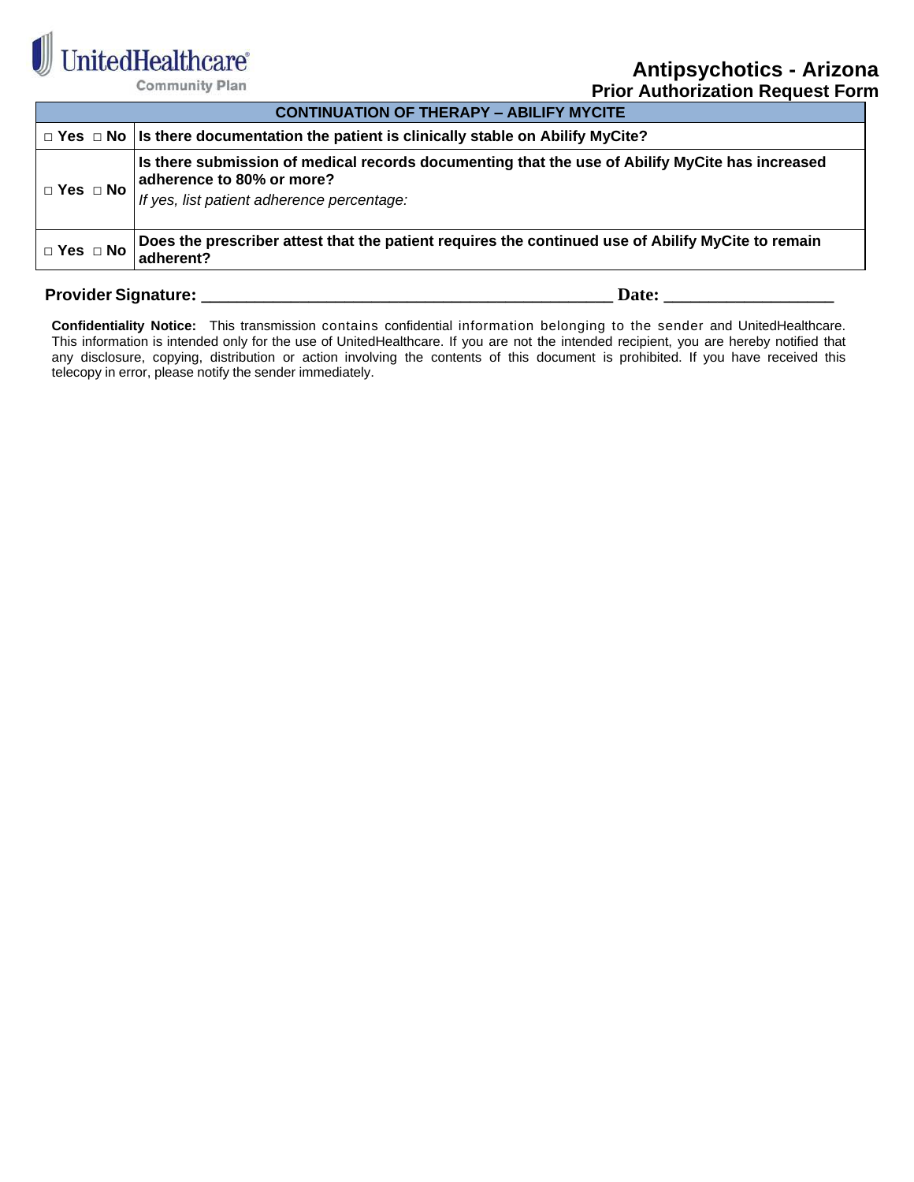UnitedHealthcare Community Plan

# Antipsychotics - Arizona
## Prior Authorization Request Form

| CONTINUATION OF THERAPY – ABILIFY MYCITE | |
|---|---|
| □ Yes □ No | **Is there documentation the patient is clinically stable on Abilify MyCite?** |
| □ Yes □ No | **Is there submission of medical records documenting that the use of Abilify MyCite has increased adherence to 80% or more?** *If yes, list patient adherence percentage:* |
| □ Yes □ No | **Does the prescriber attest that the patient requires the continued use of Abilify MyCite to remain adherent?** |

**Provider Signature: _______________________________________________ Date: ___________________**

**Confidentiality Notice:** This transmission contains confidential information belonging to the sender and UnitedHealthcare. This information is intended only for the use of UnitedHealthcare. If you are not the intended recipient, you are hereby notified that any disclosure, copying, distribution or action involving the contents of this document is prohibited. If you have received this telecopy in error, please notify the sender immediately.